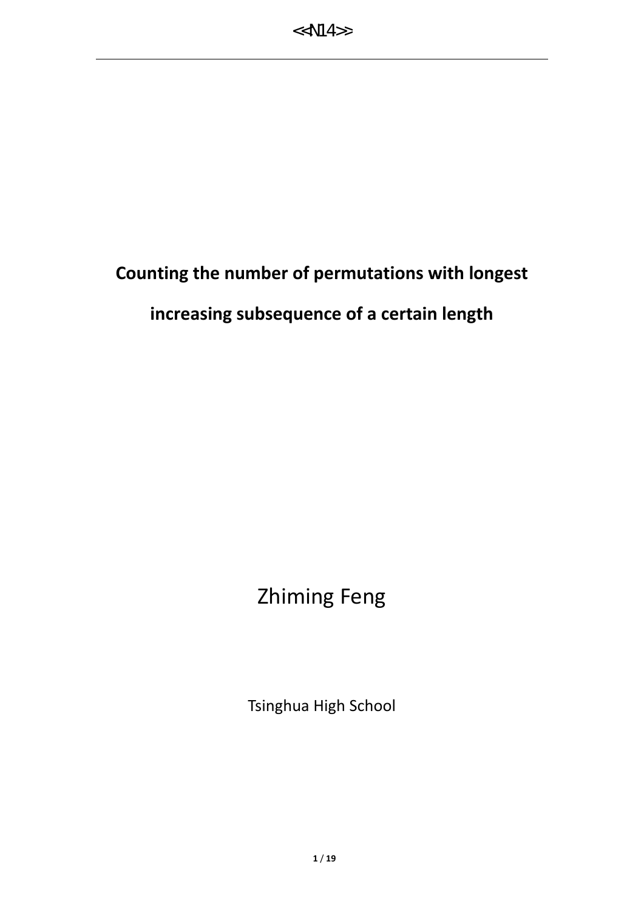# Counting the number of permutations with longest increasing subsequence of a certain length

Zhiming Feng

Tsinghua High School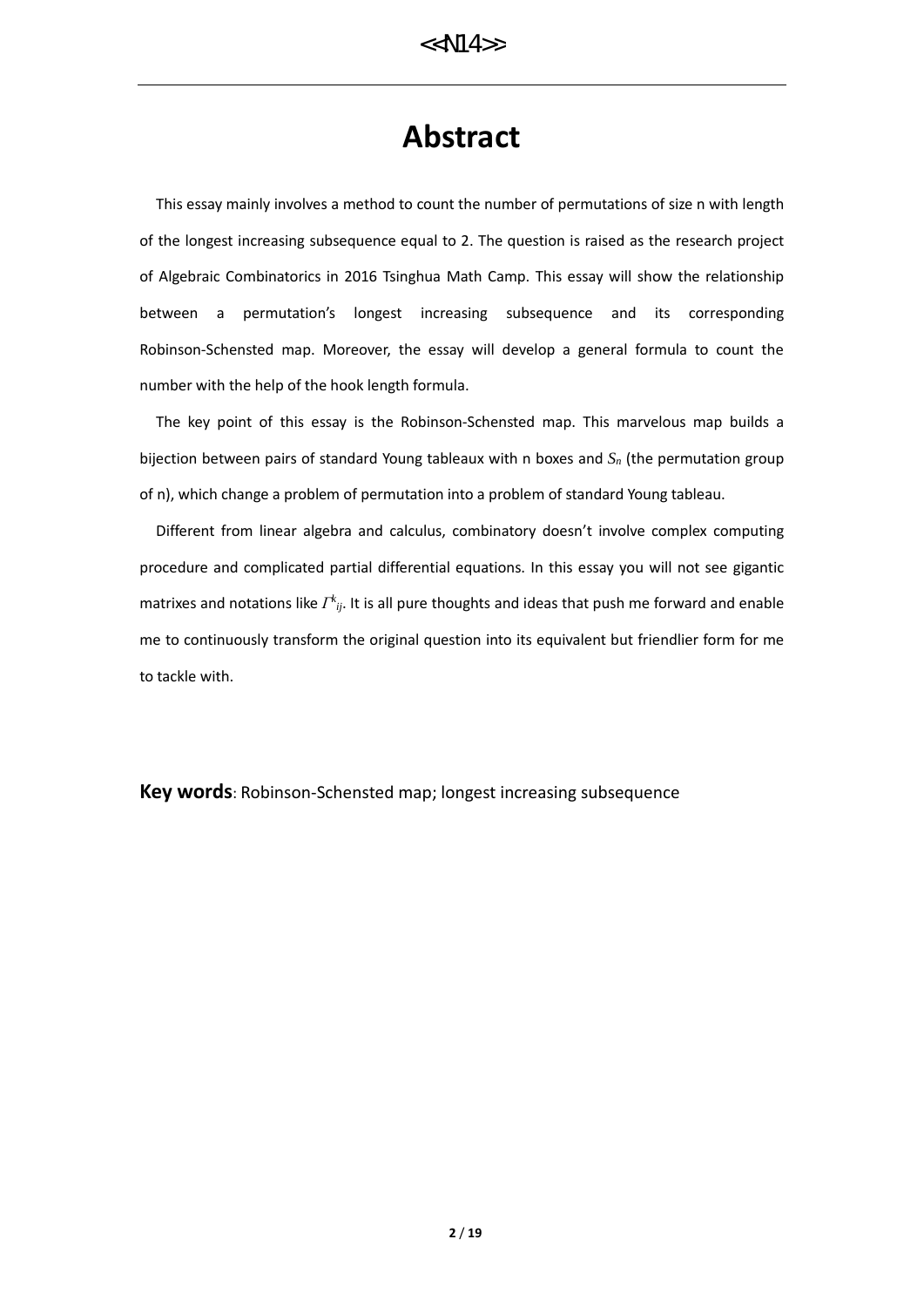# Abstract

This essay mainly involves a method to count the number of permutations of size n with length of the longest increasing subsequence equal to 2. The question is raised as the research project of Algebraic Combinatorics in 2016 Tsinghua Math Camp. This essay will show the relationship between a permutation's longest increasing subsequence and its corresponding Robinson-Schensted map. Moreover, the essay will develop a general formula to count the number with the help of the hook length formula.

The key point of this essay is the Robinson-Schensted map. This marvelous map builds a bijection between pairs of standard Young tableaux with n boxes and $S_n$ (the permutation group of n), which change a problem of permutation into a problem of standard Young tableau.

Different from linear algebra and calculus, combinatory doesn't involve complex computing procedure and complicated partial differential equations. In this essay you will not see gigantic matrixes and notations like $\Gamma^k{}_{ij}$. It is all pure thoughts and ideas that push me forward and enable me to continuously transform the original question into its equivalent but friendlier form for me to tackle with.

**Key words**: Robinson-Schensted map; longest increasing subsequence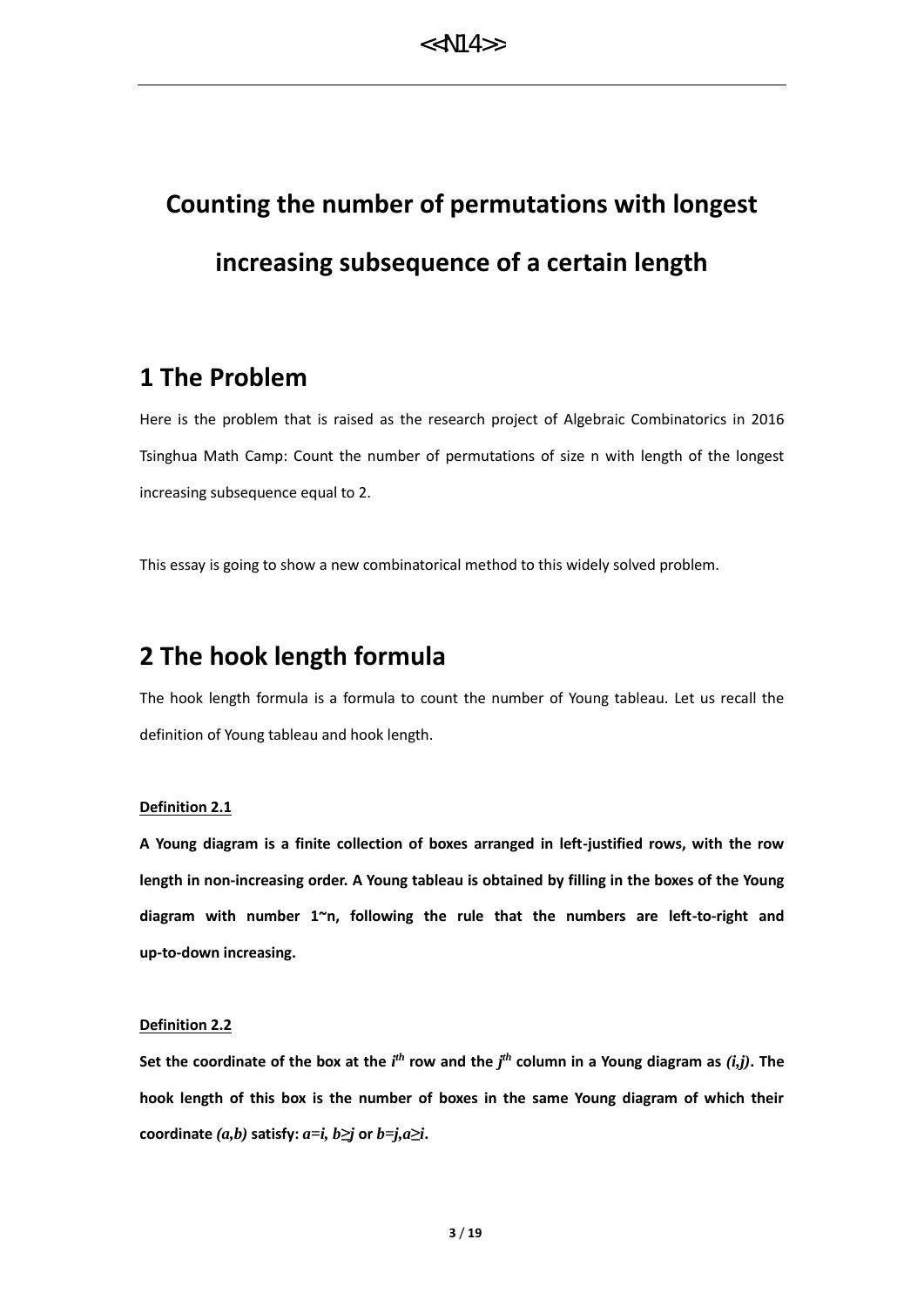# Counting the number of permutations with longest increasing subsequence of a certain length

## 1 The Problem

Here is the problem that is raised as the research project of Algebraic Combinatorics in 2016 Tsinghua Math Camp: Count the number of permutations of size n with length of the longest increasing subsequence equal to 2.

This essay is going to show a new combinatorical method to this widely solved problem.

## 2 The hook length formula

The hook length formula is a formula to count the number of Young tableau. Let us recall the definition of Young tableau and hook length.

**Definition 2.1**

**A Young diagram is a finite collection of boxes arranged in left-justified rows, with the row length in non-increasing order. A Young tableau is obtained by filling in the boxes of the Young diagram with number 1~n, following the rule that the numbers are left-to-right and up-to-down increasing.**

**Definition 2.2**

**Set the coordinate of the box at the $i^{th}$ row and the $j^{th}$ column in a Young diagram as $(i,j)$. The hook length of this box is the number of boxes in the same Young diagram of which their coordinate $(a,b)$ satisfy: $a=i$, $b \geq j$ or $b=j, a \geq i$.**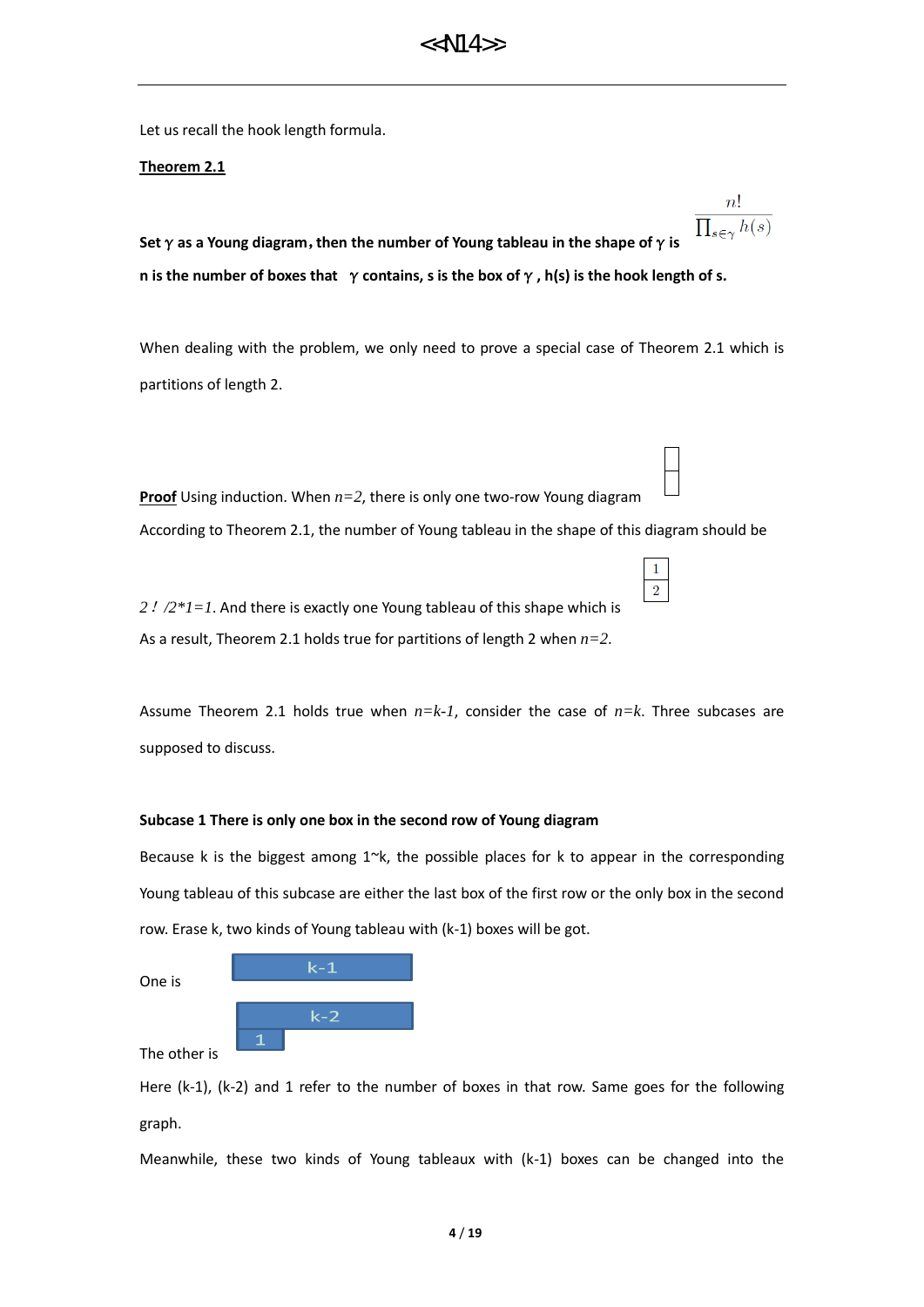Let us recall the hook length formula.

**Theorem 2.1**

**Set γ as a Young diagram, then the number of Young tableau in the shape of γ is** $\frac{n!}{\prod_{s\in\gamma} h(s)}$

**n is the number of boxes that γ contains, s is the box of γ , h(s) is the hook length of s.**

When dealing with the problem, we only need to prove a special case of Theorem 2.1 which is partitions of length 2.

**Proof** Using induction. When $n=2$, there is only one two-row Young diagram

According to Theorem 2.1, the number of Young tableau in the shape of this diagram should be

$2!/2*1=1$. And there is exactly one Young tableau of this shape which is

| 1 |
|---|
| 2 |

As a result, Theorem 2.1 holds true for partitions of length 2 when $n=2$.

Assume Theorem 2.1 holds true when $n=k-1$, consider the case of $n=k$. Three subcases are supposed to discuss.

**Subcase 1 There is only one box in the second row of Young diagram**

Because k is the biggest among 1~k, the possible places for k to appear in the corresponding Young tableau of this subcase are either the last box of the first row or the only box in the second row. Erase k, two kinds of Young tableau with (k-1) boxes will be got.

One is

| k-1 |
|---|

The other is

| k-2 |
|---|
| 1 |

Here (k-1), (k-2) and 1 refer to the number of boxes in that row. Same goes for the following graph.

Meanwhile, these two kinds of Young tableaux with (k-1) boxes can be changed into the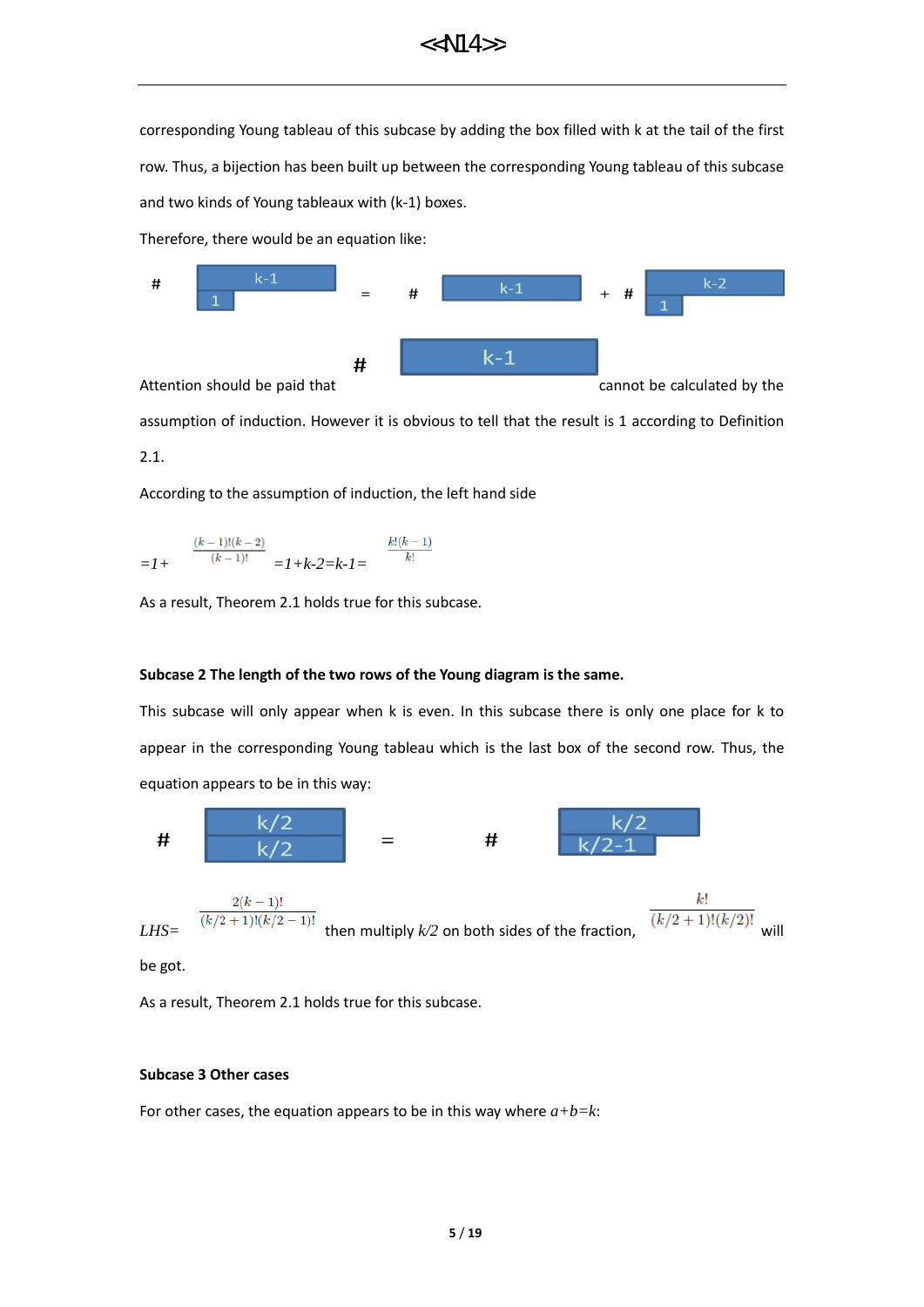corresponding Young tableau of this subcase by adding the box filled with k at the tail of the first row. Thus, a bijection has been built up between the corresponding Young tableau of this subcase and two kinds of Young tableaux with (k-1) boxes.

Therefore, there would be an equation like:

$$\#\begin{array}{|c|}\hline k-1 \\ \hline 1 \\ \hline\end{array} = \#\begin{array}{|c|}\hline k-1 \\ \hline\end{array} + \#\begin{array}{|c|}\hline k-2 \\ \hline 1 \\ \hline\end{array}$$

Attention should be paid that $\#\begin{array}{|c|}\hline k-1 \\ \hline\end{array}$ cannot be calculated by the assumption of induction. However it is obvious to tell that the result is 1 according to Definition 2.1.

According to the assumption of induction, the left hand side

$$=1+\frac{(k-1)!(k-2)}{(k-1)!}=1+k-2=k-1=\frac{k!(k-1)}{k!}$$

As a result, Theorem 2.1 holds true for this subcase.

**Subcase 2 The length of the two rows of the Young diagram is the same.**

This subcase will only appear when k is even. In this subcase there is only one place for k to appear in the corresponding Young tableau which is the last box of the second row. Thus, the equation appears to be in this way:

$$\#\begin{array}{|c|}\hline k/2 \\ \hline k/2 \\ \hline\end{array} = \#\begin{array}{|c|}\hline k/2 \\ \hline k/2-1 \\ \hline\end{array}$$

$LHS=\frac{2(k-1)!}{(k/2+1)!(k/2-1)!}$ then multiply $k/2$ on both sides of the fraction, $\frac{k!}{(k/2+1)!(k/2)!}$ will be got.

As a result, Theorem 2.1 holds true for this subcase.

**Subcase 3 Other cases**

For other cases, the equation appears to be in this way where $a+b=k$: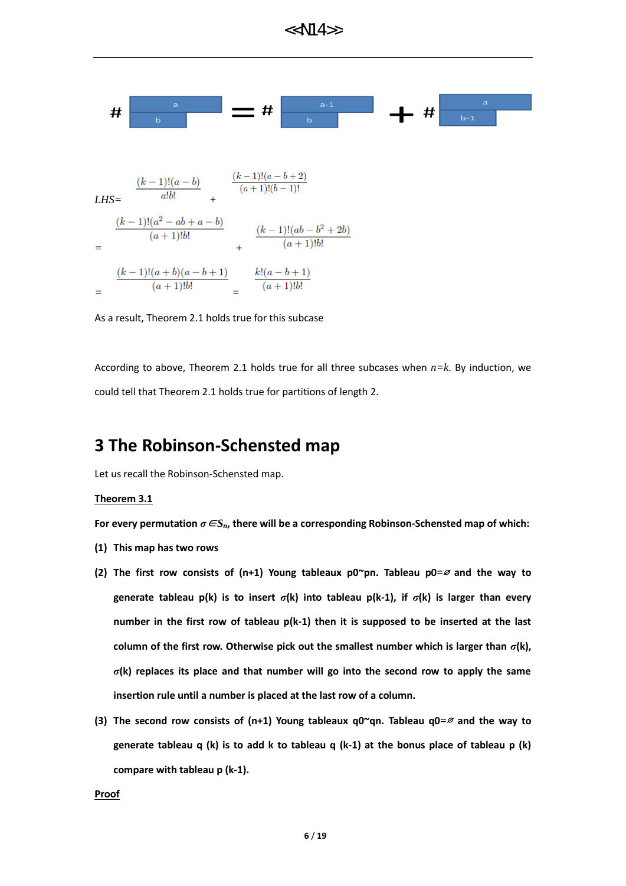$$\# \begin{array}{|l|}\hline a \\ \hline b \\ \hline \end{array} = \# \begin{array}{|l|}\hline a-1 \\ \hline b \\ \hline \end{array} + \# \begin{array}{|l|}\hline a \\ \hline b-1 \\ \hline \end{array}$$

$$LHS = \frac{(k-1)!(a-b)}{a!b!} + \frac{(k-1)!(a-b+2)}{(a+1)!(b-1)!}$$

$$= \frac{(k-1)!(a^2-ab+a-b)}{(a+1)!b!} + \frac{(k-1)!(ab-b^2+2b)}{(a+1)!b!}$$

$$= \frac{(k-1)!(a+b)(a-b+1)}{(a+1)!b!} = \frac{k!(a-b+1)}{(a+1)!b!}$$

As a result, Theorem 2.1 holds true for this subcase

According to above, Theorem 2.1 holds true for all three subcases when $n=k$. By induction, we could tell that Theorem 2.1 holds true for partitions of length 2.

# 3 The Robinson-Schensted map

Let us recall the Robinson-Schensted map.

<u>**Theorem 3.1**</u>

**For every permutation $\sigma \in S_n$, there will be a corresponding Robinson-Schensted map of which:**

**(1) This map has two rows**

**(2) The first row consists of (n+1) Young tableaux p0~pn. Tableau p0=$\varnothing$ and the way to generate tableau p(k) is to insert $\sigma$(k) into tableau p(k-1), if $\sigma$(k) is larger than every number in the first row of tableau p(k-1) then it is supposed to be inserted at the last column of the first row. Otherwise pick out the smallest number which is larger than $\sigma$(k), $\sigma$(k) replaces its place and that number will go into the second row to apply the same insertion rule until a number is placed at the last row of a column.**

**(3) The second row consists of (n+1) Young tableaux q0~qn. Tableau q0=$\varnothing$ and the way to generate tableau q (k) is to add k to tableau q (k-1) at the bonus place of tableau p (k) compare with tableau p (k-1).**

<u>**Proof**</u>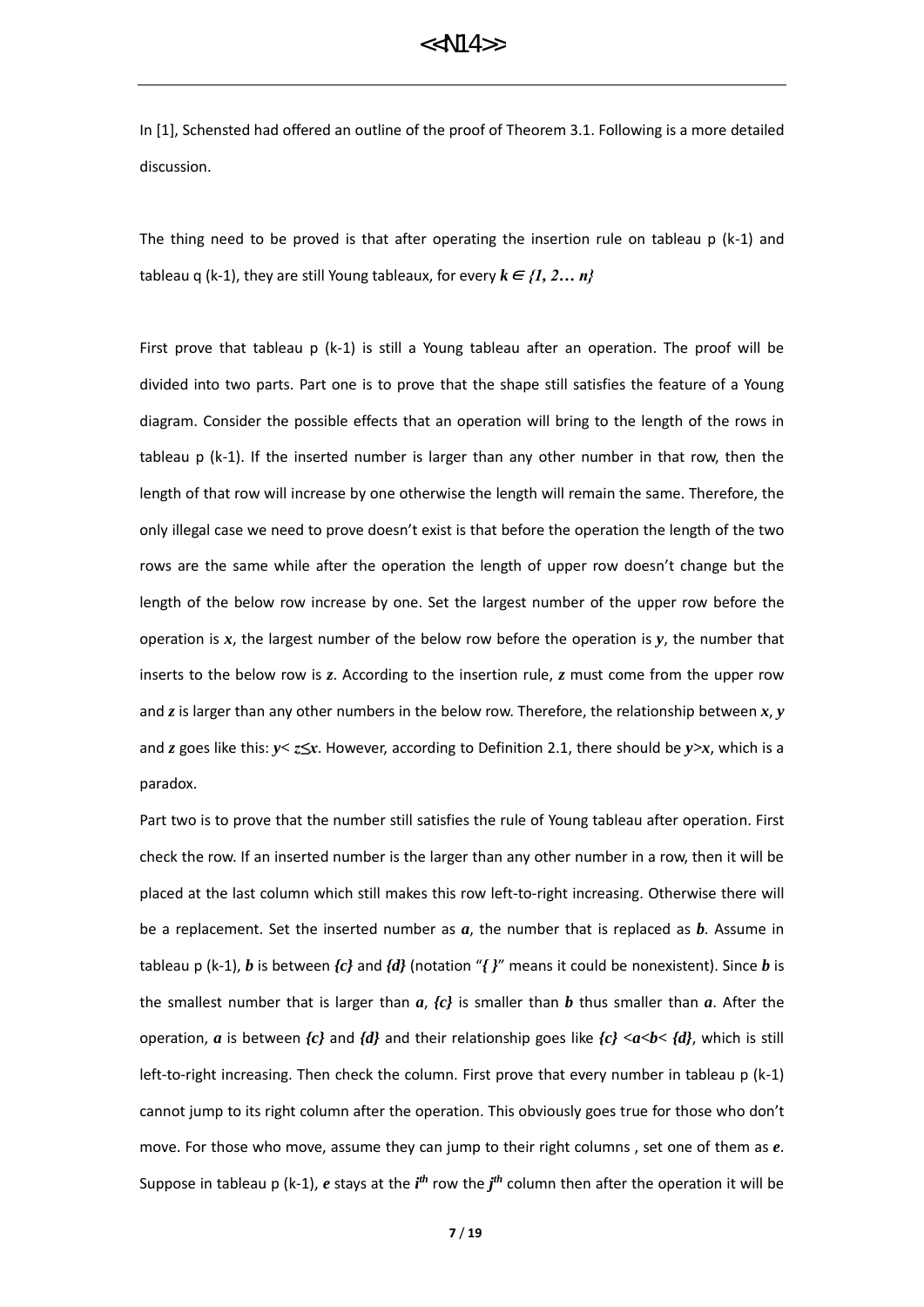In [1], Schensted had offered an outline of the proof of Theorem 3.1. Following is a more detailed discussion.

The thing need to be proved is that after operating the insertion rule on tableau p (k-1) and tableau q (k-1), they are still Young tableaux, for every $k \in \{1, 2\dots n\}$

First prove that tableau p (k-1) is still a Young tableau after an operation. The proof will be divided into two parts. Part one is to prove that the shape still satisfies the feature of a Young diagram. Consider the possible effects that an operation will bring to the length of the rows in tableau p (k-1). If the inserted number is larger than any other number in that row, then the length of that row will increase by one otherwise the length will remain the same. Therefore, the only illegal case we need to prove doesn't exist is that before the operation the length of the two rows are the same while after the operation the length of upper row doesn't change but the length of the below row increase by one. Set the largest number of the upper row before the operation is $x$, the largest number of the below row before the operation is $y$, the number that inserts to the below row is $z$. According to the insertion rule, $z$ must come from the upper row and $z$ is larger than any other numbers in the below row. Therefore, the relationship between $x$, $y$ and $z$ goes like this: $y < z \leq x$. However, according to Definition 2.1, there should be $y > x$, which is a paradox.

Part two is to prove that the number still satisfies the rule of Young tableau after operation. First check the row. If an inserted number is the larger than any other number in a row, then it will be placed at the last column which still makes this row left-to-right increasing. Otherwise there will be a replacement. Set the inserted number as $a$, the number that is replaced as $b$. Assume in tableau p (k-1), $b$ is between $\{c\}$ and $\{d\}$ (notation "{ }" means it could be nonexistent). Since $b$ is the smallest number that is larger than $a$, $\{c\}$ is smaller than $b$ thus smaller than $a$. After the operation, $a$ is between $\{c\}$ and $\{d\}$ and their relationship goes like $\{c\} < a < b < \{d\}$, which is still left-to-right increasing. Then check the column. First prove that every number in tableau p (k-1) cannot jump to its right column after the operation. This obviously goes true for those who don't move. For those who move, assume they can jump to their right columns , set one of them as $e$. Suppose in tableau p (k-1), $e$ stays at the $i^{th}$ row the $j^{th}$ column then after the operation it will be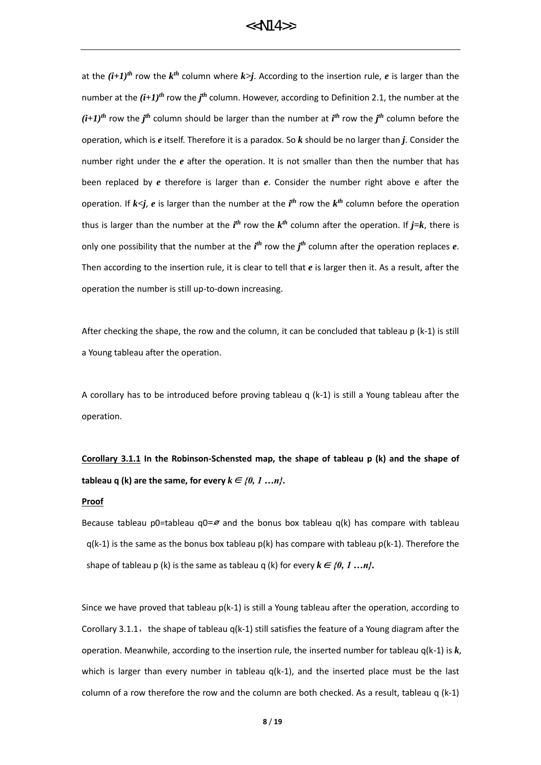at the $(i+1)^{th}$ row the $k^{th}$ column where $k>j$. According to the insertion rule, $e$ is larger than the number at the $(i+1)^{th}$ row the $j^{th}$ column. However, according to Definition 2.1, the number at the $(i+1)^{th}$ row the $j^{th}$ column should be larger than the number at $i^{th}$ row the $j^{th}$ column before the operation, which is $e$ itself. Therefore it is a paradox. So $k$ should be no larger than $j$. Consider the number right under the $e$ after the operation. It is not smaller than then the number that has been replaced by $e$ therefore is larger than $e$. Consider the number right above e after the operation. If $k<j$, $e$ is larger than the number at the $i^{th}$ row the $k^{th}$ column before the operation thus is larger than the number at the $i^{th}$ row the $k^{th}$ column after the operation. If $j=k$, there is only one possibility that the number at the $i^{th}$ row the $j^{th}$ column after the operation replaces $e$. Then according to the insertion rule, it is clear to tell that $e$ is larger then it. As a result, after the operation the number is still up-to-down increasing.

After checking the shape, the row and the column, it can be concluded that tableau p (k-1) is still a Young tableau after the operation.

A corollary has to be introduced before proving tableau q (k-1) is still a Young tableau after the operation.

**Corollary 3.1.1 In the Robinson-Schensted map, the shape of tableau p (k) and the shape of tableau q (k) are the same, for every $k \in \{0, 1 \dots n\}$.**

**Proof**

Because tableau p0=tableau q0=$\emptyset$ and the bonus box tableau q(k) has compare with tableau q(k-1) is the same as the bonus box tableau p(k) has compare with tableau p(k-1). Therefore the shape of tableau p (k) is the same as tableau q (k) for every $k \in \{0, 1 \dots n\}$.

Since we have proved that tableau p(k-1) is still a Young tableau after the operation, according to Corollary 3.1.1，the shape of tableau q(k-1) still satisfies the feature of a Young diagram after the operation. Meanwhile, according to the insertion rule, the inserted number for tableau q(k-1) is $k$, which is larger than every number in tableau q(k-1), and the inserted place must be the last column of a row therefore the row and the column are both checked. As a result, tableau q (k-1)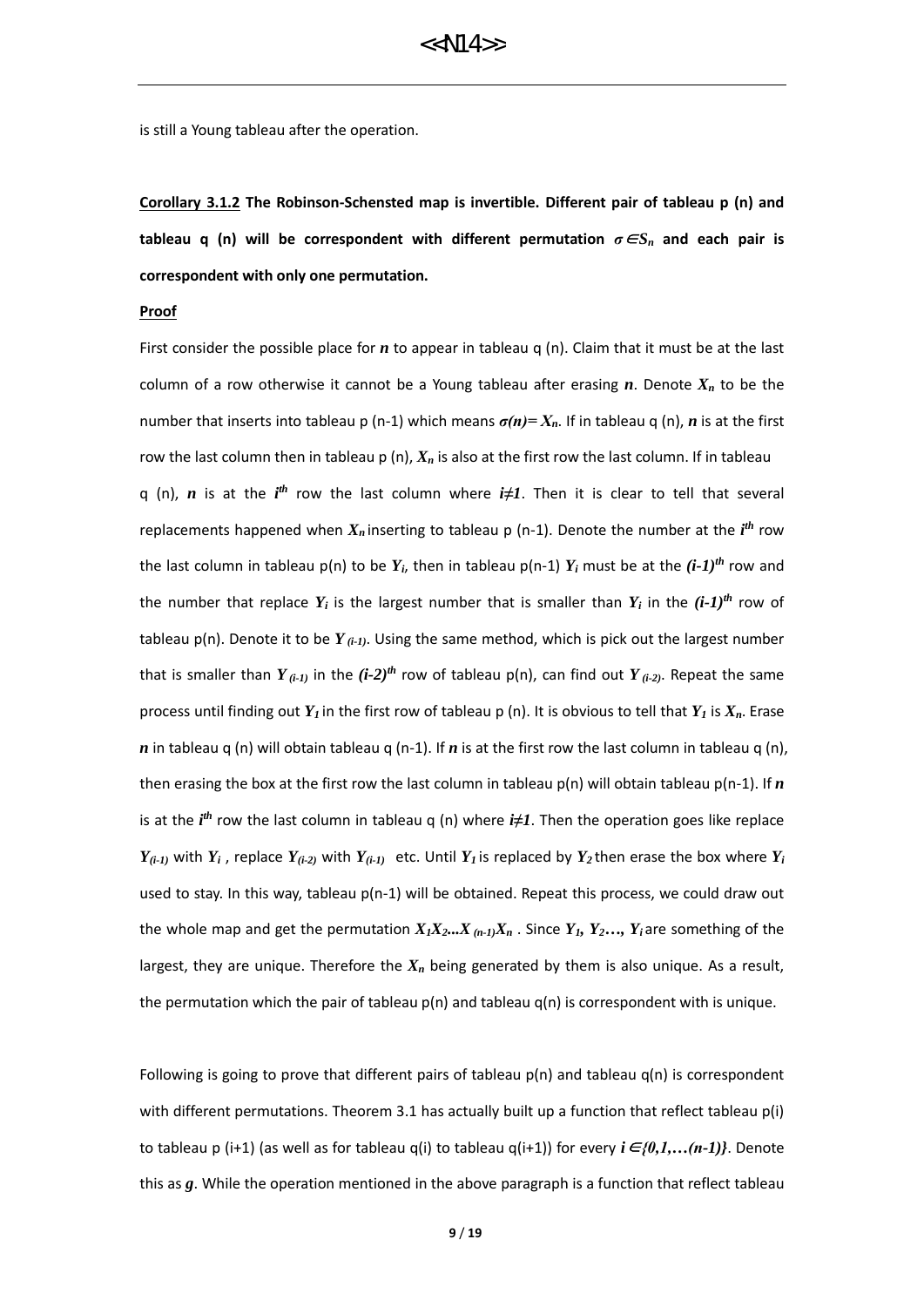is still a Young tableau after the operation.

**<u>Corollary 3.1.2</u> The Robinson-Schensted map is invertible. Different pair of tableau p (n) and tableau q (n) will be correspondent with different permutation $\sigma \in S_n$ and each pair is correspondent with only one permutation.**

**<u>Proof</u>**

First consider the possible place for $n$ to appear in tableau q (n). Claim that it must be at the last column of a row otherwise it cannot be a Young tableau after erasing $n$. Denote $X_n$ to be the number that inserts into tableau p (n-1) which means $\sigma(n)= X_n$. If in tableau q (n), $n$ is at the first row the last column then in tableau p (n), $X_n$ is also at the first row the last column. If in tableau q (n), $n$ is at the $i^{th}$ row the last column where $i \neq 1$. Then it is clear to tell that several replacements happened when $X_n$ inserting to tableau p (n-1). Denote the number at the $i^{th}$ row the last column in tableau p(n) to be $Y_i$, then in tableau p(n-1) $Y_i$ must be at the $(i-1)^{th}$ row and the number that replace $Y_i$ is the largest number that is smaller than $Y_i$ in the $(i-1)^{th}$ row of tableau p(n). Denote it to be $Y_{(i-1)}$. Using the same method, which is pick out the largest number that is smaller than $Y_{(i-1)}$ in the $(i-2)^{th}$ row of tableau p(n), can find out $Y_{(i-2)}$. Repeat the same process until finding out $Y_1$ in the first row of tableau p (n). It is obvious to tell that $Y_1$ is $X_n$. Erase $n$ in tableau q (n) will obtain tableau q (n-1). If $n$ is at the first row the last column in tableau q (n), then erasing the box at the first row the last column in tableau p(n) will obtain tableau p(n-1). If $n$ is at the $i^{th}$ row the last column in tableau q (n) where $i \neq 1$. Then the operation goes like replace $Y_{(i-1)}$ with $Y_i$ , replace $Y_{(i-2)}$ with $Y_{(i-1)}$ etc. Until $Y_1$ is replaced by $Y_2$ then erase the box where $Y_i$ used to stay. In this way, tableau p(n-1) will be obtained. Repeat this process, we could draw out the whole map and get the permutation $X_1X_2...X_{(n-1)}X_n$ . Since $Y_1, Y_2..., Y_i$ are something of the largest, they are unique. Therefore the $X_n$ being generated by them is also unique. As a result, the permutation which the pair of tableau p(n) and tableau q(n) is correspondent with is unique.

Following is going to prove that different pairs of tableau p(n) and tableau q(n) is correspondent with different permutations. Theorem 3.1 has actually built up a function that reflect tableau p(i) to tableau p (i+1) (as well as for tableau q(i) to tableau q(i+1)) for every $i \in \{0,1,\ldots(n-1)\}$. Denote this as $g$. While the operation mentioned in the above paragraph is a function that reflect tableau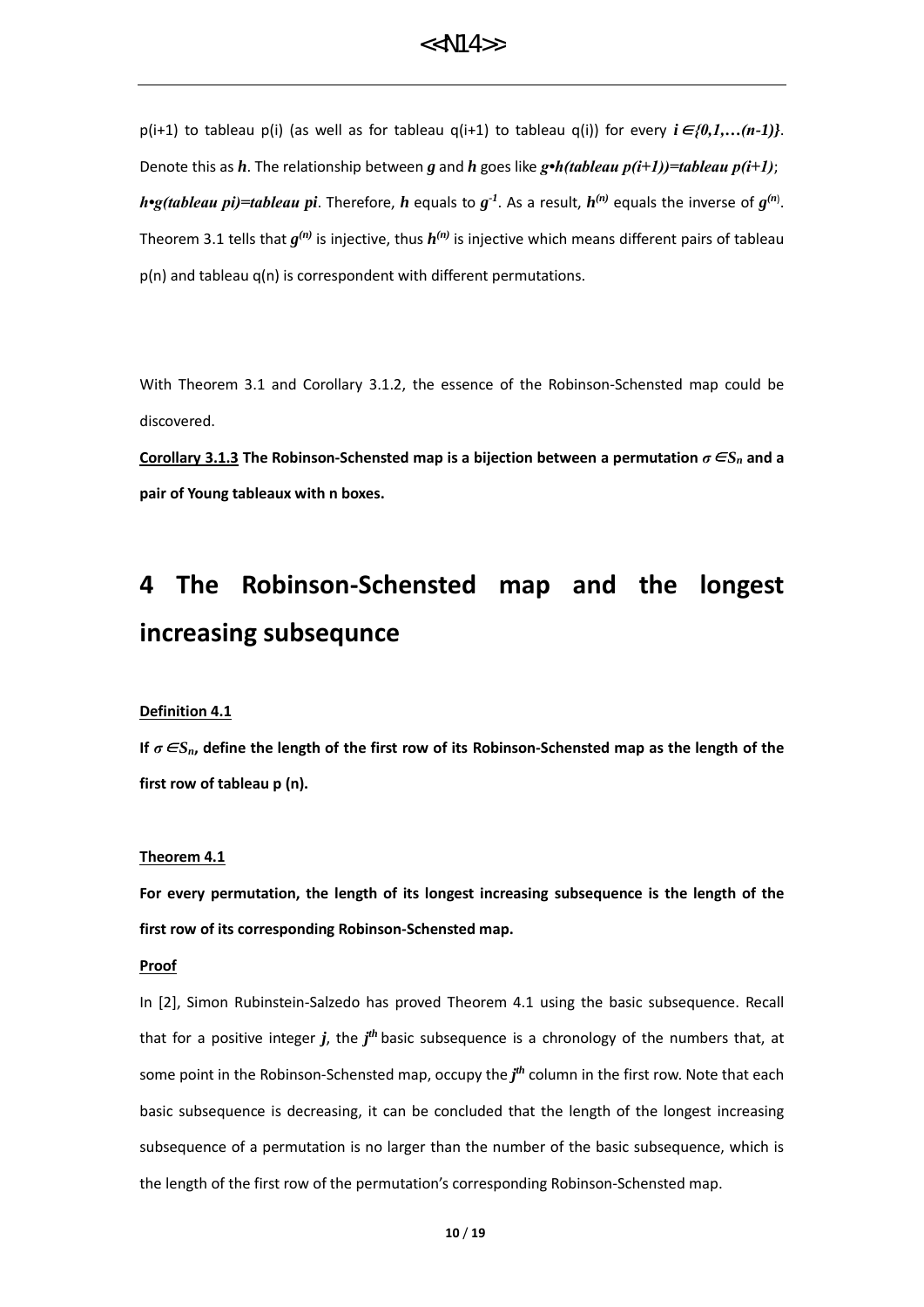p(i+1) to tableau p(i) (as well as for tableau q(i+1) to tableau q(i)) for every $i \in \{0,1,\ldots(n-1)\}$. Denote this as $h$. The relationship between $g$ and $h$ goes like $g \bullet h(\text{tableau } p(i+1)) = \text{tableau } p(i+1)$; $h \bullet g(\text{tableau } pi) = \text{tableau } pi$. Therefore, $h$ equals to $g^{-1}$. As a result, $h^{(n)}$ equals the inverse of $g^{(n)}$. Theorem 3.1 tells that $g^{(n)}$ is injective, thus $h^{(n)}$ is injective which means different pairs of tableau p(n) and tableau q(n) is correspondent with different permutations.

With Theorem 3.1 and Corollary 3.1.2, the essence of the Robinson-Schensted map could be discovered.

**Corollary 3.1.3 The Robinson-Schensted map is a bijection between a permutation $\sigma \in S_n$ and a pair of Young tableaux with n boxes.**

# 4 The Robinson-Schensted map and the longest increasing subsequnce

**Definition 4.1**

**If $\sigma \in S_n$, define the length of the first row of its Robinson-Schensted map as the length of the first row of tableau p (n).**

**Theorem 4.1**

**For every permutation, the length of its longest increasing subsequence is the length of the first row of its corresponding Robinson-Schensted map.**

**Proof**

In [2], Simon Rubinstein-Salzedo has proved Theorem 4.1 using the basic subsequence. Recall that for a positive integer $j$, the $j^{th}$ basic subsequence is a chronology of the numbers that, at some point in the Robinson-Schensted map, occupy the $j^{th}$ column in the first row. Note that each basic subsequence is decreasing, it can be concluded that the length of the longest increasing subsequence of a permutation is no larger than the number of the basic subsequence, which is the length of the first row of the permutation's corresponding Robinson-Schensted map.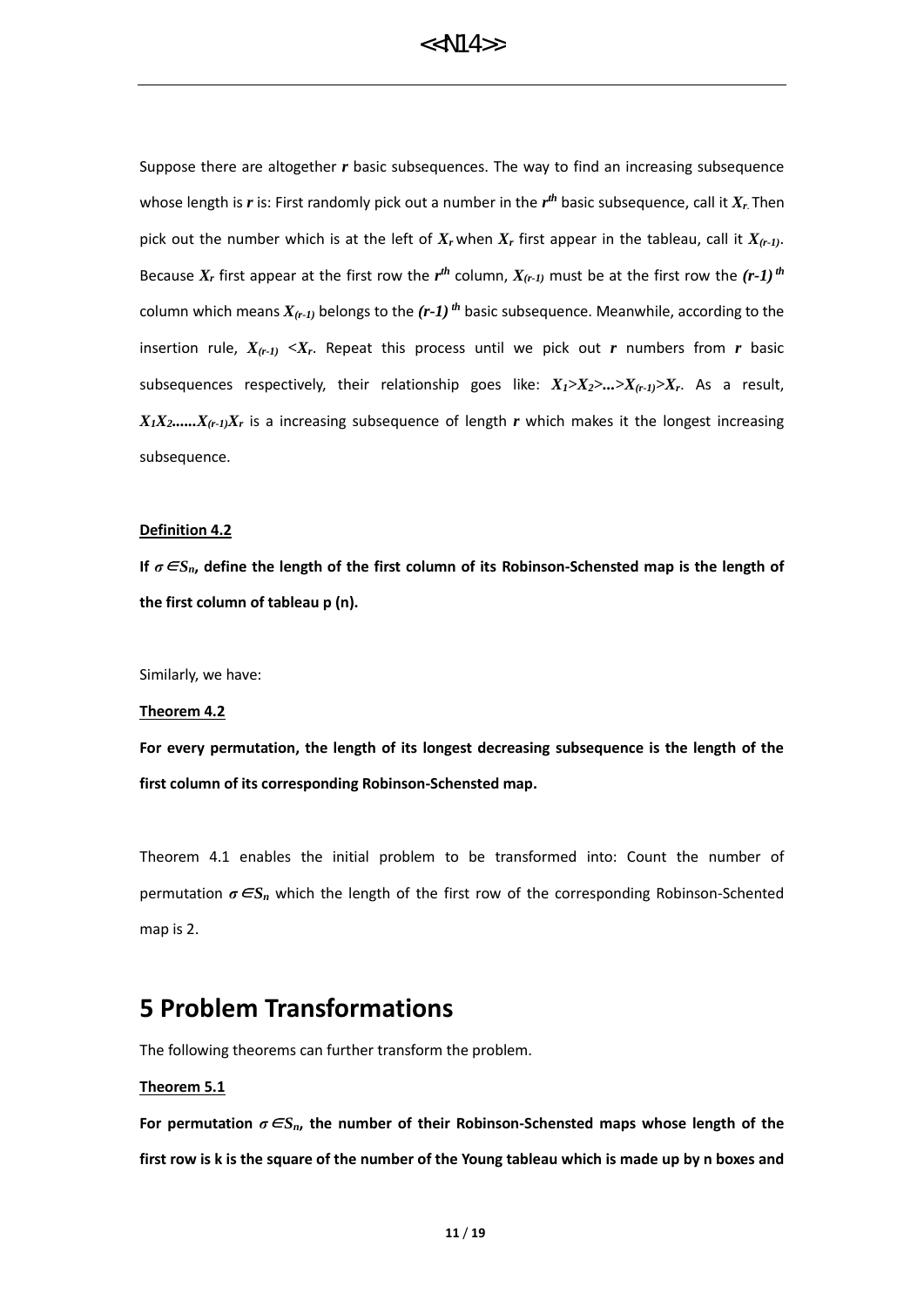Suppose there are altogether ***r*** basic subsequences. The way to find an increasing subsequence whose length is ***r*** is: First randomly pick out a number in the $r^{th}$ basic subsequence, call it $X_r$. Then pick out the number which is at the left of $X_r$ when $X_r$ first appear in the tableau, call it $X_{(r-1)}$. Because $X_r$ first appear at the first row the $r^{th}$ column, $X_{(r-1)}$ must be at the first row the $(r-1)^{th}$ column which means $X_{(r-1)}$ belongs to the $(r-1)^{th}$ basic subsequence. Meanwhile, according to the insertion rule, $X_{(r-1)} < X_r$. Repeat this process until we pick out ***r*** numbers from ***r*** basic subsequences respectively, their relationship goes like: $X_1 > X_2 > \ldots > X_{(r-1)} > X_r$. As a result, $X_1 X_2 \ldots\ldots X_{(r-1)} X_r$ is a increasing subsequence of length ***r*** which makes it the longest increasing subsequence.

**Definition 4.2**

**If $\sigma \in S_n$, define the length of the first column of its Robinson-Schensted map is the length of the first column of tableau p (n).**

Similarly, we have:

**Theorem 4.2**

**For every permutation, the length of its longest decreasing subsequence is the length of the first column of its corresponding Robinson-Schensted map.**

Theorem 4.1 enables the initial problem to be transformed into: Count the number of permutation $\sigma \in S_n$ which the length of the first row of the corresponding Robinson-Schented map is 2.

# 5 Problem Transformations

The following theorems can further transform the problem.

**Theorem 5.1**

**For permutation $\sigma \in S_n$, the number of their Robinson-Schensted maps whose length of the first row is k is the square of the number of the Young tableau which is made up by n boxes and**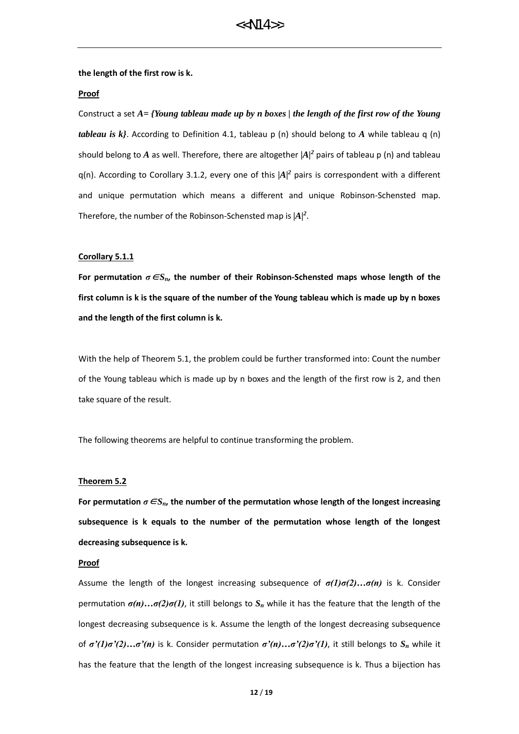**the length of the first row is k.**

**Proof**

Construct a set $A$= *{Young tableau made up by n boxes | the length of the first row of the Young tableau is k}*. According to Definition 4.1, tableau p (n) should belong to $A$ while tableau q (n) should belong to $A$ as well. Therefore, there are altogether $|A|^2$ pairs of tableau p (n) and tableau q(n). According to Corollary 3.1.2, every one of this $|A|^2$ pairs is correspondent with a different and unique permutation which means a different and unique Robinson-Schensted map. Therefore, the number of the Robinson-Schensted map is $|A|^2$.

**Corollary 5.1.1**

**For permutation $\sigma \in S_n$, the number of their Robinson-Schensted maps whose length of the first column is k is the square of the number of the Young tableau which is made up by n boxes and the length of the first column is k.**

With the help of Theorem 5.1, the problem could be further transformed into: Count the number of the Young tableau which is made up by n boxes and the length of the first row is 2, and then take square of the result.

The following theorems are helpful to continue transforming the problem.

**Theorem 5.2**

**For permutation $\sigma \in S_n$, the number of the permutation whose length of the longest increasing subsequence is k equals to the number of the permutation whose length of the longest decreasing subsequence is k.**

**Proof**

Assume the length of the longest increasing subsequence of $\sigma(1)\sigma(2)\ldots\sigma(n)$ is k. Consider permutation $\sigma(n)\ldots\sigma(2)\sigma(1)$, it still belongs to $S_n$ while it has the feature that the length of the longest decreasing subsequence is k. Assume the length of the longest decreasing subsequence of $\sigma'(1)\sigma'(2)\ldots\sigma'(n)$ is k. Consider permutation $\sigma'(n)\ldots\sigma'(2)\sigma'(1)$, it still belongs to $S_n$ while it has the feature that the length of the longest increasing subsequence is k. Thus a bijection has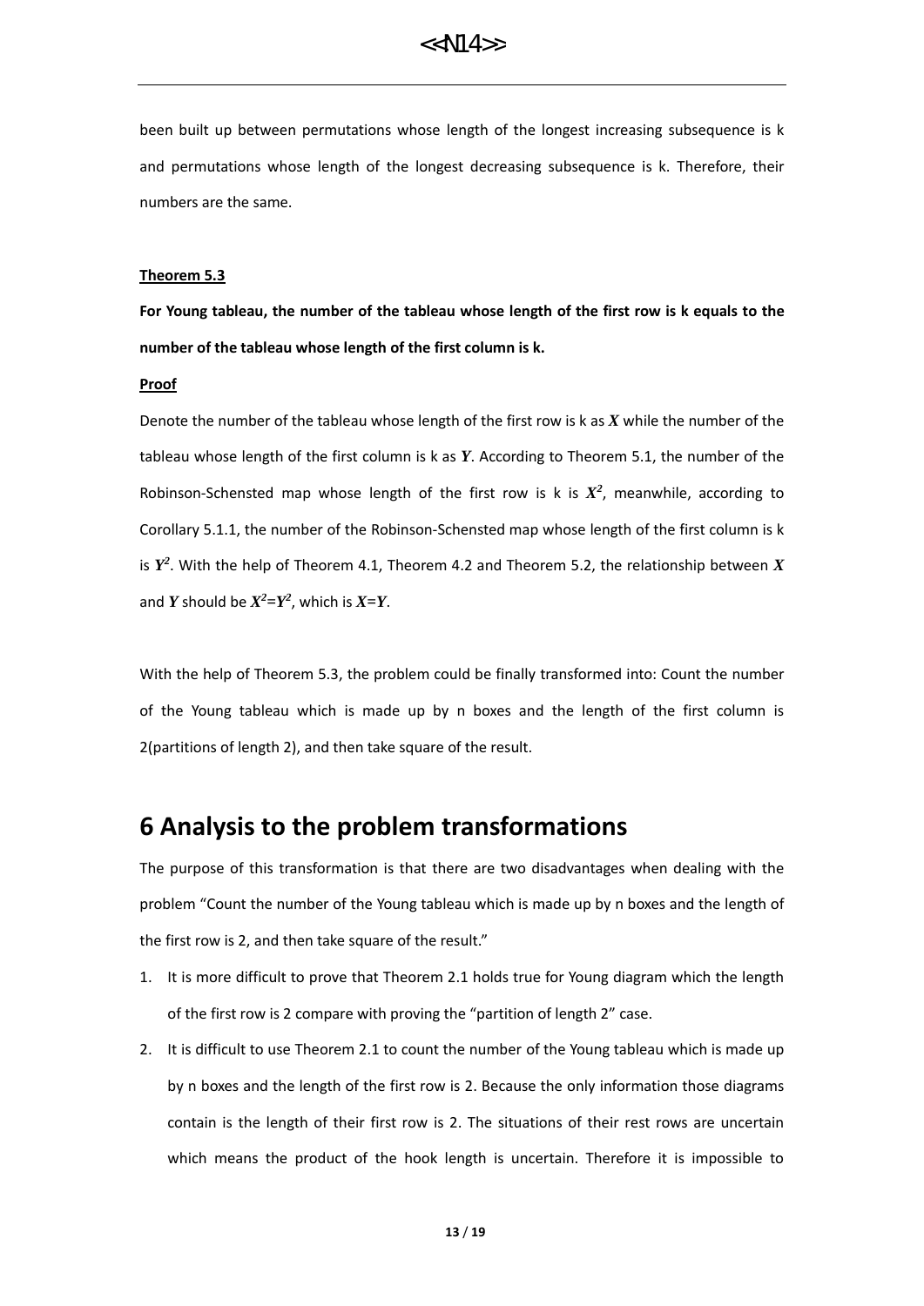been built up between permutations whose length of the longest increasing subsequence is k and permutations whose length of the longest decreasing subsequence is k. Therefore, their numbers are the same.

**Theorem 5.3**

**For Young tableau, the number of the tableau whose length of the first row is k equals to the number of the tableau whose length of the first column is k.**

**Proof**

Denote the number of the tableau whose length of the first row is k as $X$ while the number of the tableau whose length of the first column is k as $Y$. According to Theorem 5.1, the number of the Robinson-Schensted map whose length of the first row is k is $X^2$, meanwhile, according to Corollary 5.1.1, the number of the Robinson-Schensted map whose length of the first column is k is $Y^2$. With the help of Theorem 4.1, Theorem 4.2 and Theorem 5.2, the relationship between $X$ and $Y$ should be $X^2=Y^2$, which is $X=Y$.

With the help of Theorem 5.3, the problem could be finally transformed into: Count the number of the Young tableau which is made up by n boxes and the length of the first column is 2(partitions of length 2), and then take square of the result.

# 6 Analysis to the problem transformations

The purpose of this transformation is that there are two disadvantages when dealing with the problem "Count the number of the Young tableau which is made up by n boxes and the length of the first row is 2, and then take square of the result."

1. It is more difficult to prove that Theorem 2.1 holds true for Young diagram which the length of the first row is 2 compare with proving the "partition of length 2" case.
2. It is difficult to use Theorem 2.1 to count the number of the Young tableau which is made up by n boxes and the length of the first row is 2. Because the only information those diagrams contain is the length of their first row is 2. The situations of their rest rows are uncertain which means the product of the hook length is uncertain. Therefore it is impossible to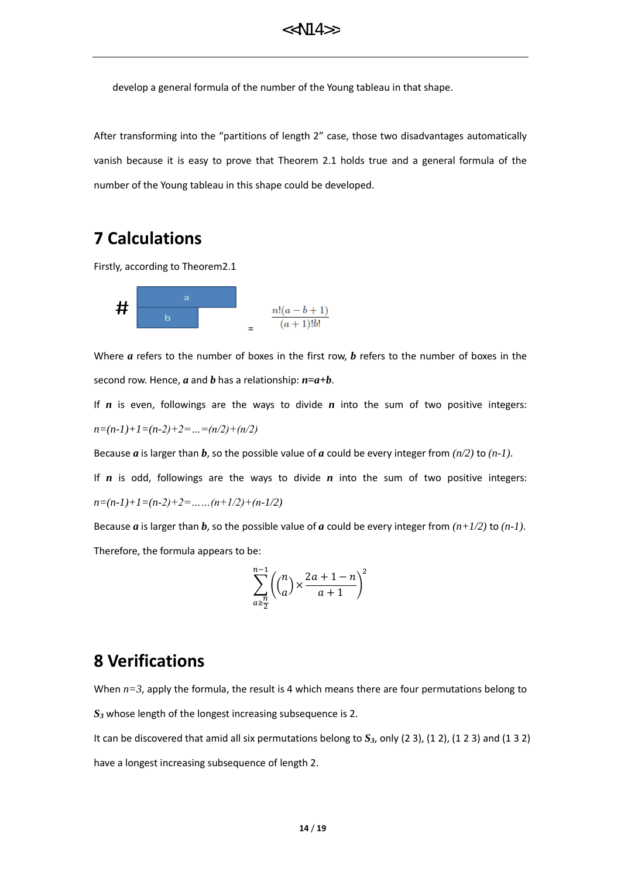develop a general formula of the number of the Young tableau in that shape.

After transforming into the "partitions of length 2" case, those two disadvantages automatically vanish because it is easy to prove that Theorem 2.1 holds true and a general formula of the number of the Young tableau in this shape could be developed.

# 7 Calculations

Firstly, according to Theorem2.1

$$\# \begin{array}{|c|c|}\hline \quad a \quad & \\ \hline b & \\ \hline \end{array} = \frac{n!(a-b+1)}{(a+1)!b!}$$

Where ***a*** refers to the number of boxes in the first row, ***b*** refers to the number of boxes in the second row. Hence, ***a*** and ***b*** has a relationship: ***n=a+b***.

If ***n*** is even, followings are the ways to divide ***n*** into the sum of two positive integers: $n=(n-1)+1=(n-2)+2=\ldots=(n/2)+(n/2)$

Because ***a*** is larger than ***b***, so the possible value of ***a*** could be every integer from $(n/2)$ to $(n-1)$.

If ***n*** is odd, followings are the ways to divide ***n*** into the sum of two positive integers: $n=(n-1)+1=(n-2)+2=\ldots\ldots(n+1/2)+(n-1/2)$

Because ***a*** is larger than ***b***, so the possible value of ***a*** could be every integer from $(n+1/2)$ to $(n-1)$.

Therefore, the formula appears to be:

$$\sum_{a\geq\frac{n}{2}}^{n-1}\left(\binom{n}{a}\times\frac{2a+1-n}{a+1}\right)^2$$

# 8 Verifications

When $n=3$, apply the formula, the result is 4 which means there are four permutations belong to $S_3$ whose length of the longest increasing subsequence is 2.

It can be discovered that amid all six permutations belong to $S_3$, only (2 3), (1 2), (1 2 3) and (1 3 2) have a longest increasing subsequence of length 2.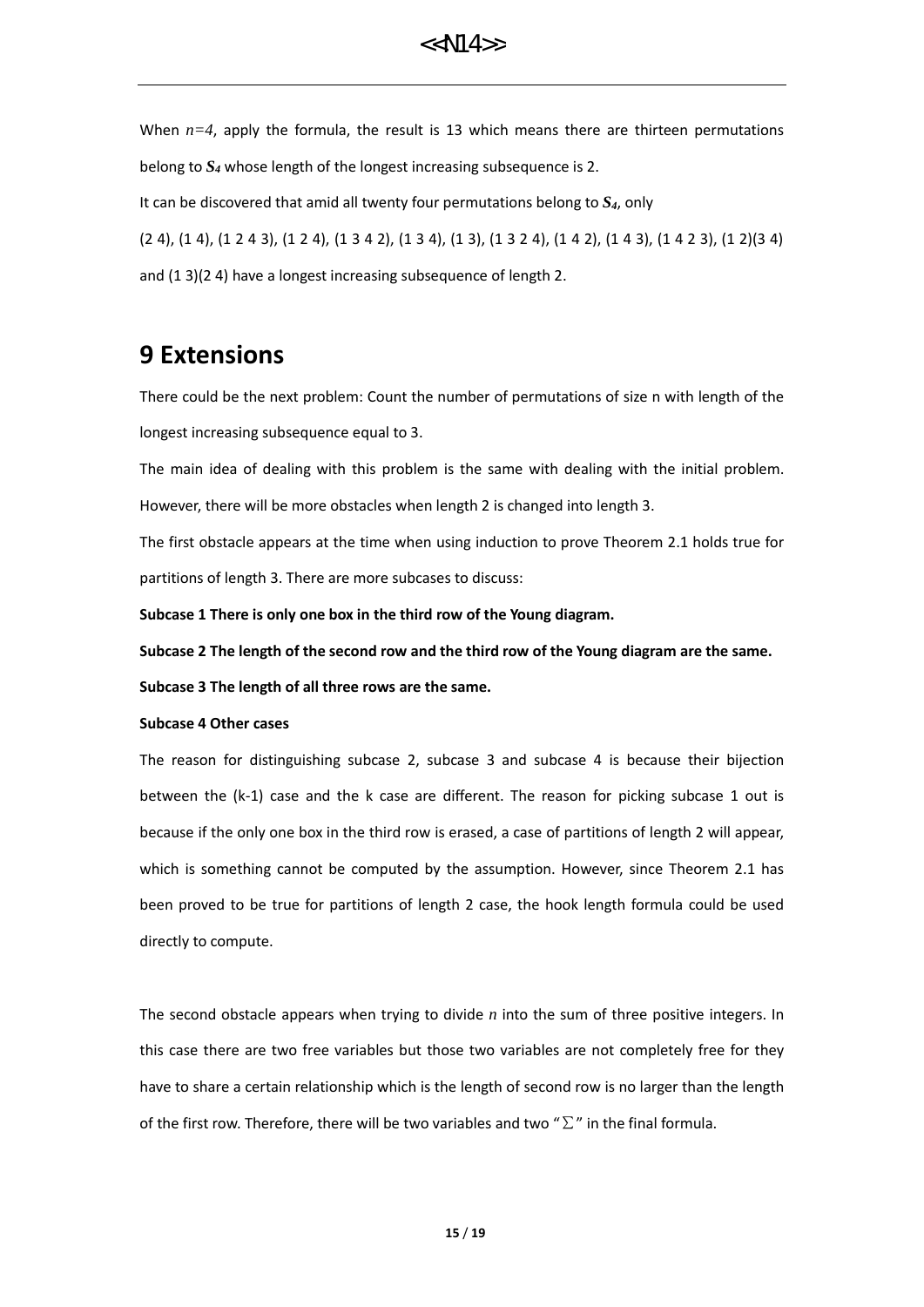When $n=4$, apply the formula, the result is 13 which means there are thirteen permutations belong to $S_4$ whose length of the longest increasing subsequence is 2.

It can be discovered that amid all twenty four permutations belong to $S_4$, only

(2 4), (1 4), (1 2 4 3), (1 2 4), (1 3 4 2), (1 3 4), (1 3), (1 3 2 4), (1 4 2), (1 4 3), (1 4 2 3), (1 2)(3 4) and (1 3)(2 4) have a longest increasing subsequence of length 2.

# 9 Extensions

There could be the next problem: Count the number of permutations of size n with length of the longest increasing subsequence equal to 3.

The main idea of dealing with this problem is the same with dealing with the initial problem. However, there will be more obstacles when length 2 is changed into length 3.

The first obstacle appears at the time when using induction to prove Theorem 2.1 holds true for partitions of length 3. There are more subcases to discuss:

**Subcase 1 There is only one box in the third row of the Young diagram.**

**Subcase 2 The length of the second row and the third row of the Young diagram are the same.**

**Subcase 3 The length of all three rows are the same.**

**Subcase 4 Other cases**

The reason for distinguishing subcase 2, subcase 3 and subcase 4 is because their bijection between the (k-1) case and the k case are different. The reason for picking subcase 1 out is because if the only one box in the third row is erased, a case of partitions of length 2 will appear, which is something cannot be computed by the assumption. However, since Theorem 2.1 has been proved to be true for partitions of length 2 case, the hook length formula could be used directly to compute.

The second obstacle appears when trying to divide $n$ into the sum of three positive integers. In this case there are two free variables but those two variables are not completely free for they have to share a certain relationship which is the length of second row is no larger than the length of the first row. Therefore, there will be two variables and two "$\sum$" in the final formula.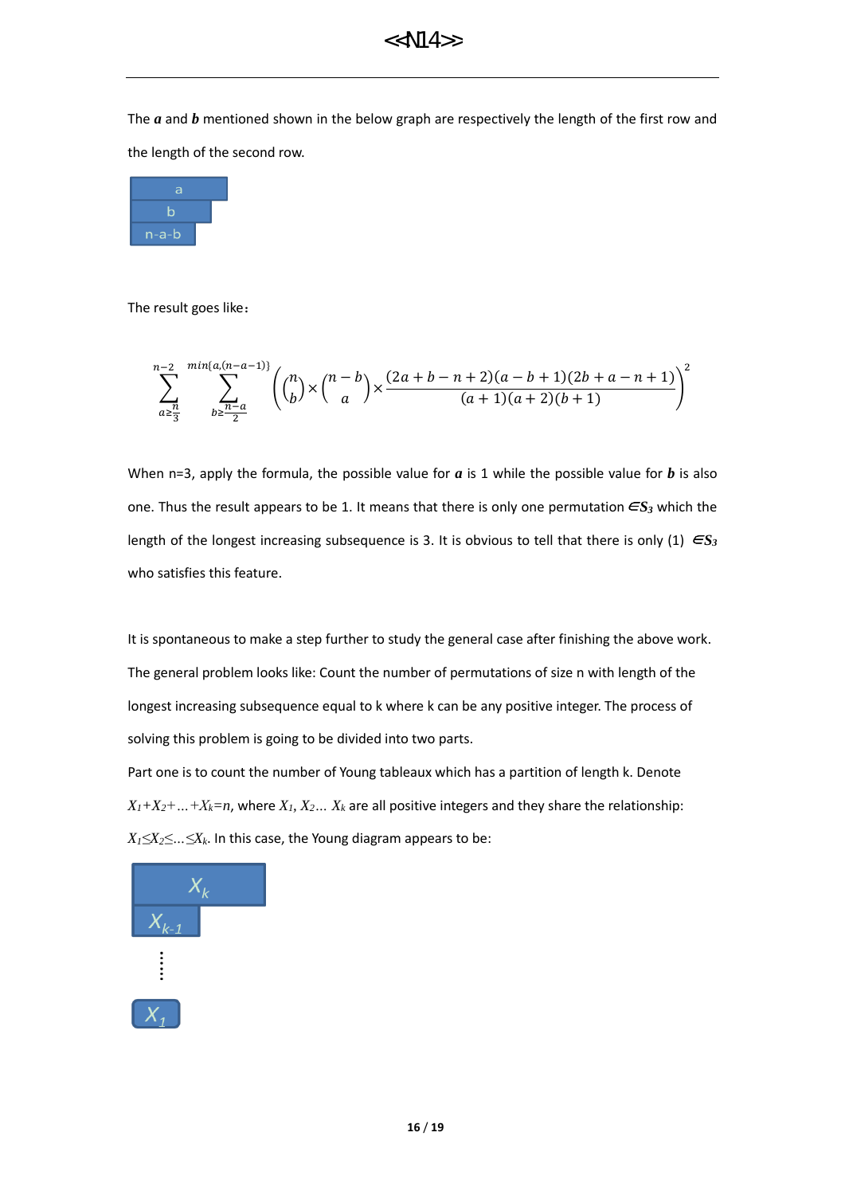The $a$ and $b$ mentioned shown in the below graph are respectively the length of the first row and the length of the second row.

| a |
|---|
| b |
| n-a-b |

The result goes like：

$$\sum_{a\geq\frac{n}{3}}^{n-2}\sum_{b\geq\frac{n-a}{2}}^{\min\{a,(n-a-1)\}}\left(\binom{n}{b}\times\binom{n-b}{a}\times\frac{(2a+b-n+2)(a-b+1)(2b+a-n+1)}{(a+1)(a+2)(b+1)}\right)^2$$

When n=3, apply the formula, the possible value for $a$ is 1 while the possible value for $b$ is also one. Thus the result appears to be 1. It means that there is only one permutation $\in S_3$ which the length of the longest increasing subsequence is 3. It is obvious to tell that there is only (1) $\in S_3$ who satisfies this feature.

It is spontaneous to make a step further to study the general case after finishing the above work. The general problem looks like: Count the number of permutations of size n with length of the longest increasing subsequence equal to k where k can be any positive integer. The process of solving this problem is going to be divided into two parts.

Part one is to count the number of Young tableaux which has a partition of length k. Denote $X_1+X_2+\ldots+X_k=n$, where $X_1, X_2\ldots X_k$ are all positive integers and they share the relationship: $X_1\leq X_2\leq\ldots\leq X_k$. In this case, the Young diagram appears to be:

| $X_k$ |
|---|
| $X_{k-1}$ |
| ⋮ |
| $X_1$ |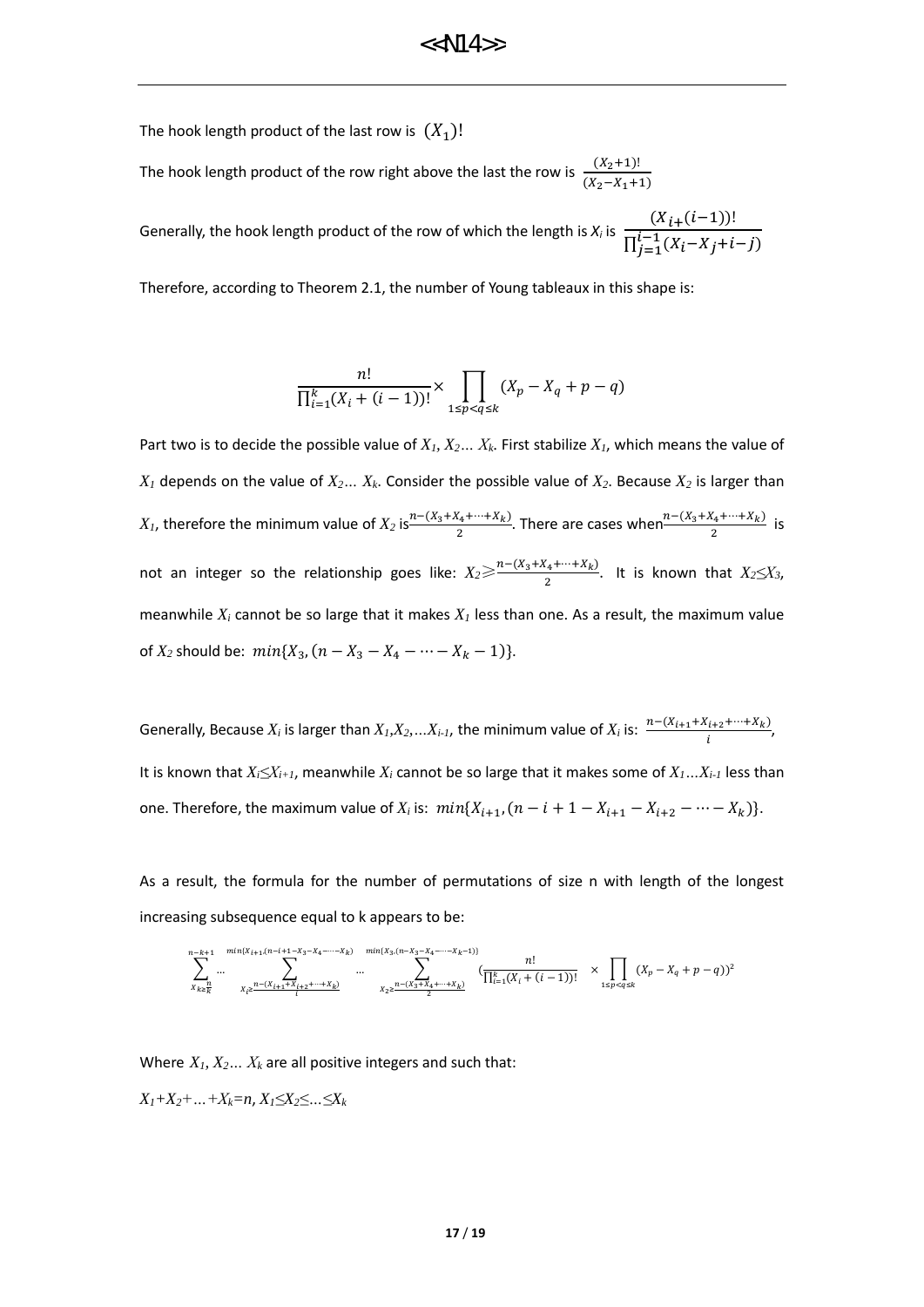The hook length product of the last row is $(X_1)!$

The hook length product of the row right above the last the row is $\frac{(X_2+1)!}{(X_2-X_1+1)}$

Generally, the hook length product of the row of which the length is $X_i$ is $\frac{(X_{i+}(i-1))!}{\prod_{j=1}^{i-1}(X_i-X_j+i-j)}$

Therefore, according to Theorem 2.1, the number of Young tableaux in this shape is:

$$\frac{n!}{\prod_{i=1}^{k}(X_i+(i-1))!} \times \prod_{1\le p<q\le k}(X_p - X_q + p - q)$$

Part two is to decide the possible value of $X_1, X_2 \ldots X_k$. First stabilize $X_1$, which means the value of $X_1$ depends on the value of $X_2 \ldots X_k$. Consider the possible value of $X_2$. Because $X_2$ is larger than $X_1$, therefore the minimum value of $X_2$ is $\frac{n-(X_3+X_4+\cdots+X_k)}{2}$. There are cases when $\frac{n-(X_3+X_4+\cdots+X_k)}{2}$ is not an integer so the relationship goes like: $X_2 \geqslant \frac{n-(X_3+X_4+\cdots+X_k)}{2}$. It is known that $X_2 \le X_3$, meanwhile $X_i$ cannot be so large that it makes $X_1$ less than one. As a result, the maximum value of $X_2$ should be: $min\{X_3, (n - X_3 - X_4 - \cdots - X_k - 1)\}$.

Generally, Because $X_i$ is larger than $X_1, X_2, \ldots X_{i-1}$, the minimum value of $X_i$ is: $\frac{n-(X_{i+1}+X_{i+2}+\cdots+X_k)}{i}$,

It is known that $X_i \le X_{i+1}$, meanwhile $X_i$ cannot be so large that it makes some of $X_1 \ldots X_{i-1}$ less than one. Therefore, the maximum value of $X_i$ is: $min\{X_{i+1}, (n - i + 1 - X_{i+1} - X_{i+2} - \cdots - X_k)\}$.

As a result, the formula for the number of permutations of size n with length of the longest increasing subsequence equal to k appears to be:

$$\sum_{X_k \ge \frac{n}{k}}^{n-k+1} \cdots \sum_{X_i \ge \frac{n-(X_{i+1}+X_{i+2}+\cdots+X_k)}{i}}^{min\{X_{i+1},(n-i+1-X_3-X_4-\cdots-X_k)\}} \cdots \sum_{X_2 \ge \frac{n-(X_3+X_4+\cdots+X_k)}{2}}^{min\{X_3,(n-X_3-X_4-\cdots-X_k-1)\}} \left(\frac{n!}{\prod_{i=1}^{k}(X_i+(i-1))!} \times \prod_{1\le p<q\le k}(X_p - X_q + p - q)\right)^2$$

Where $X_1, X_2 \ldots X_k$ are all positive integers and such that:

$X_1+X_2+\ldots+X_k=n$, $X_1 \le X_2 \le \ldots \le X_k$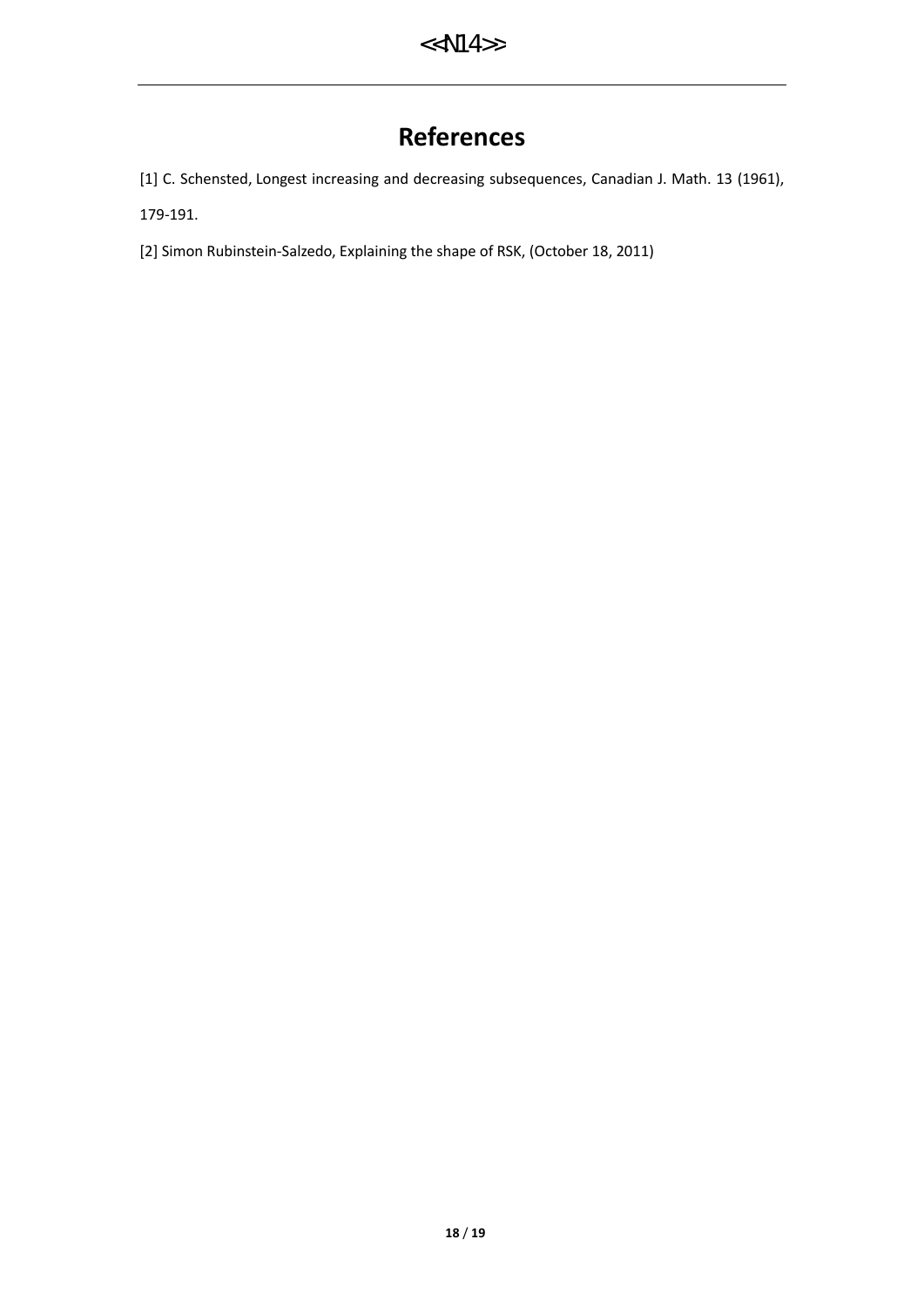# References

[1] C. Schensted, Longest increasing and decreasing subsequences, Canadian J. Math. 13 (1961), 179-191.

[2] Simon Rubinstein-Salzedo, Explaining the shape of RSK, (October 18, 2011)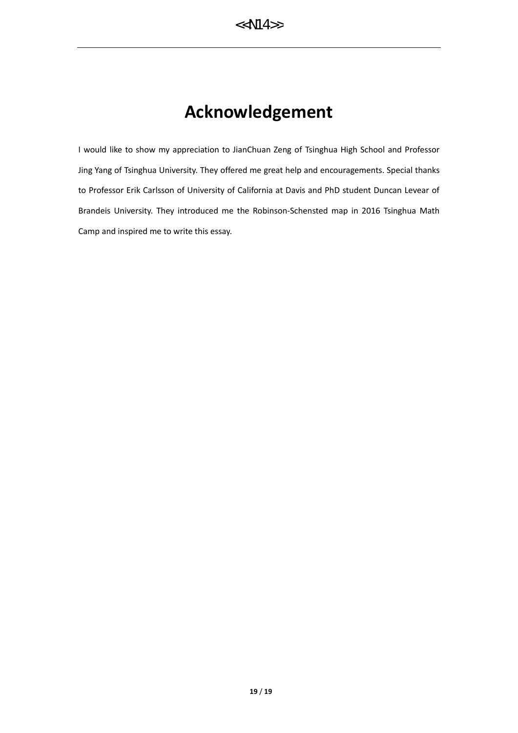# Acknowledgement

I would like to show my appreciation to JianChuan Zeng of Tsinghua High School and Professor Jing Yang of Tsinghua University. They offered me great help and encouragements. Special thanks to Professor Erik Carlsson of University of California at Davis and PhD student Duncan Levear of Brandeis University. They introduced me the Robinson-Schensted map in 2016 Tsinghua Math Camp and inspired me to write this essay.